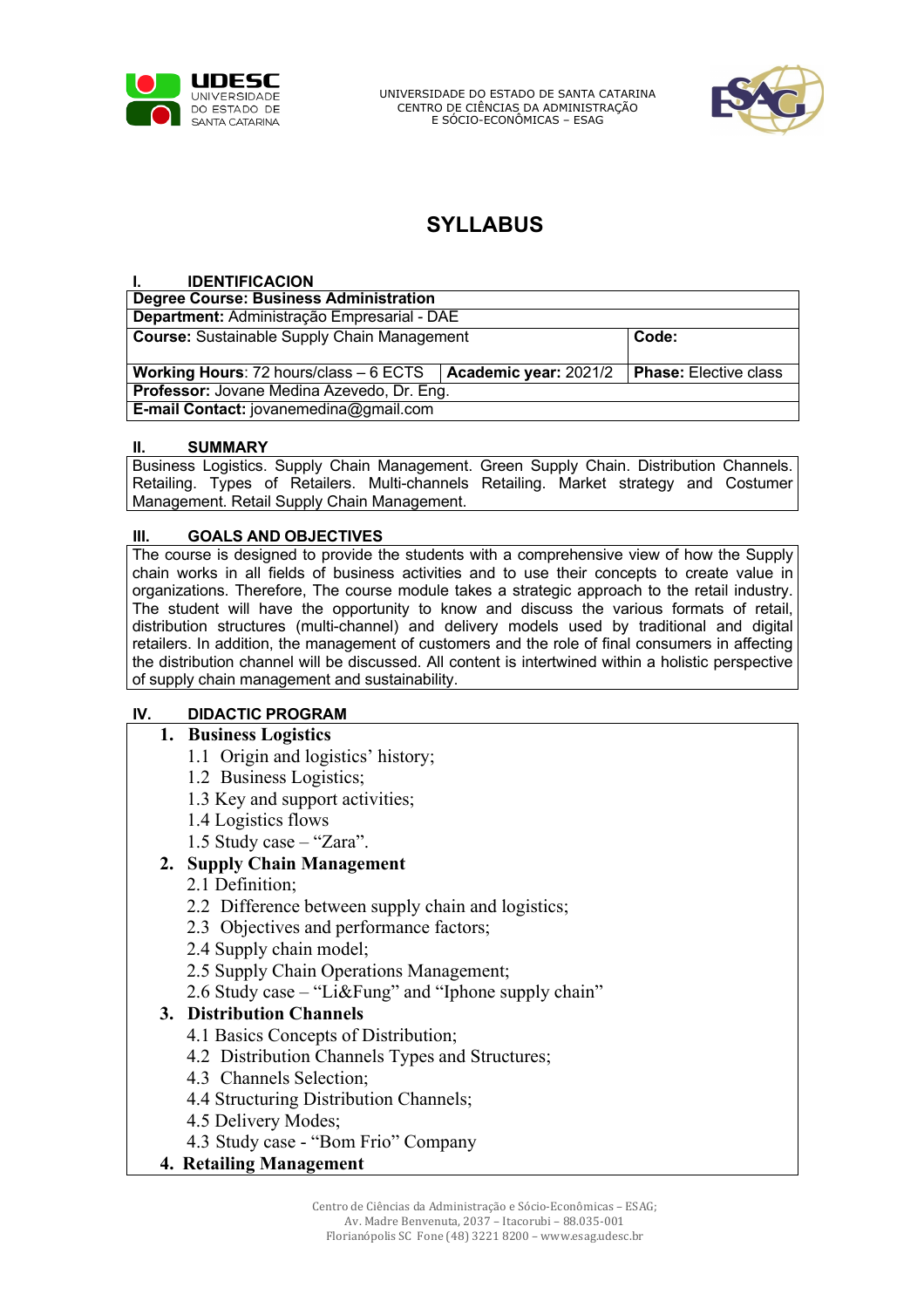UNIVERSIDADE DO ESTADO DE SANTA CATARINA
CENTRO DE CIÊNCIAS DA ADMINISTRAÇÃO
E SÓCIO-ECONÔMICAS – ESAG

# SYLLABUS

## I. IDENTIFICACION

| **Degree Course: Business Administration** | | |
|---|---|---|
| **Department:** Administração Empresarial - DAE | | |
| **Course:** Sustainable Supply Chain Management | | **Code:** |
| **Working Hours**: 72 hours/class – 6 ECTS | **Academic year:** 2021/2 | **Phase:** Elective class |
| **Professor:** Jovane Medina Azevedo, Dr. Eng. | | |
| **E-mail Contact:** jovanemedina@gmail.com | | |

## II. SUMMARY

Business Logistics. Supply Chain Management. Green Supply Chain. Distribution Channels. Retailing. Types of Retailers. Multi-channels Retailing. Market strategy and Costumer Management. Retail Supply Chain Management.

## III. GOALS AND OBJECTIVES

The course is designed to provide the students with a comprehensive view of how the Supply chain works in all fields of business activities and to use their concepts to create value in organizations. Therefore, The course module takes a strategic approach to the retail industry. The student will have the opportunity to know and discuss the various formats of retail, distribution structures (multi-channel) and delivery models used by traditional and digital retailers. In addition, the management of customers and the role of final consumers in affecting the distribution channel will be discussed. All content is intertwined within a holistic perspective of supply chain management and sustainability.

## IV. DIDACTIC PROGRAM

1. **Business Logistics**
   - 1.1 Origin and logistics' history;
   - 1.2 Business Logistics;
   - 1.3 Key and support activities;
   - 1.4 Logistics flows
   - 1.5 Study case – "Zara".
2. **Supply Chain Management**
   - 2.1 Definition;
   - 2.2 Difference between supply chain and logistics;
   - 2.3 Objectives and performance factors;
   - 2.4 Supply chain model;
   - 2.5 Supply Chain Operations Management;
   - 2.6 Study case – "Li&Fung" and "Iphone supply chain"
3. **Distribution Channels**
   - 4.1 Basics Concepts of Distribution;
   - 4.2 Distribution Channels Types and Structures;
   - 4.3 Channels Selection;
   - 4.4 Structuring Distribution Channels;
   - 4.5 Delivery Modes;
   - 4.3 Study case - "Bom Frio" Company
4. **Retailing Management**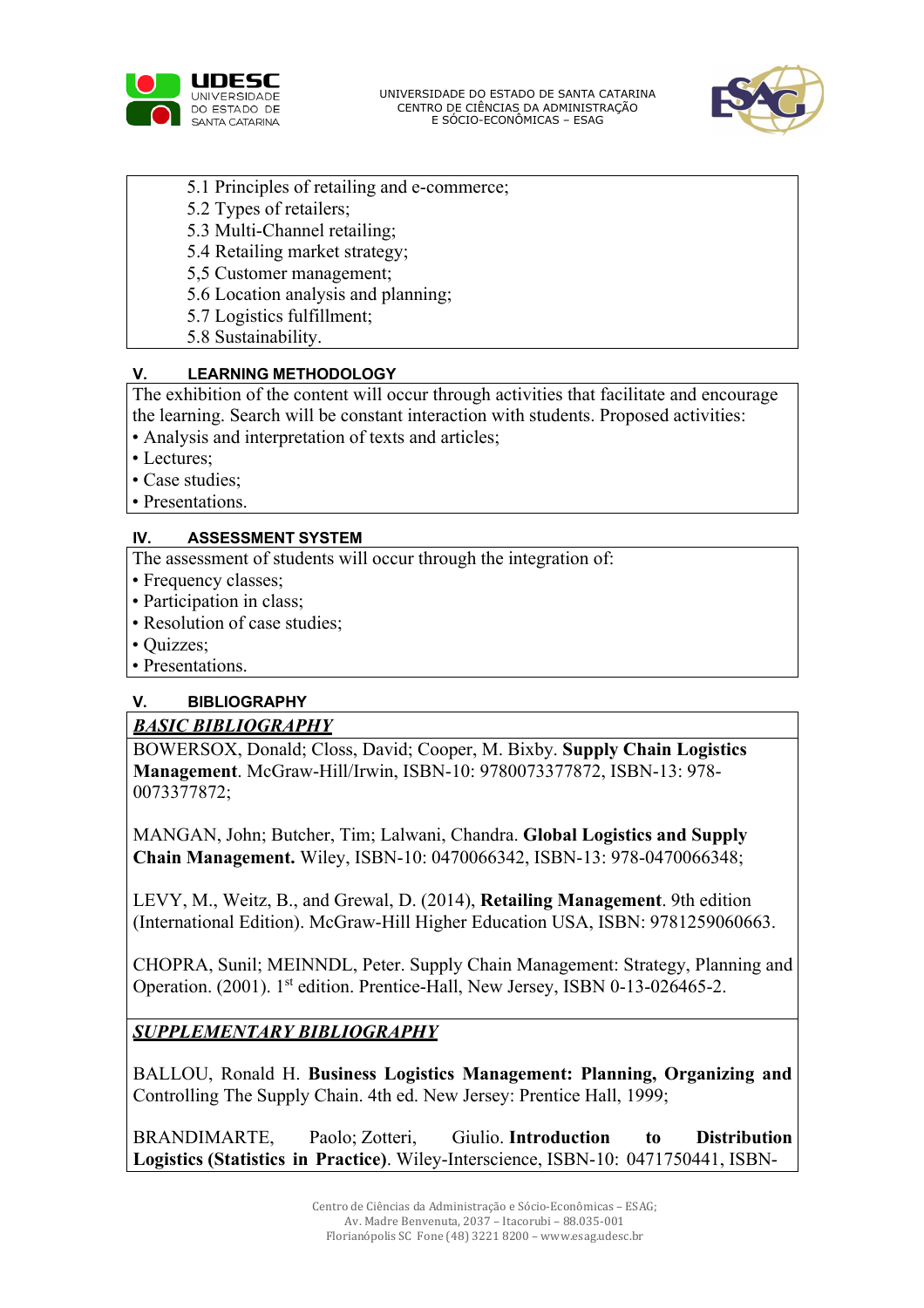5.1 Principles of retailing and e-commerce;
5.2 Types of retailers;
5.3 Multi-Channel retailing;
5.4 Retailing market strategy;
5,5 Customer management;
5.6 Location analysis and planning;
5.7 Logistics fulfillment;
5.8 Sustainability.

## V. LEARNING METHODOLOGY

The exhibition of the content will occur through activities that facilitate and encourage the learning. Search will be constant interaction with students. Proposed activities:

- Analysis and interpretation of texts and articles;
- Lectures;
- Case studies;
- Presentations.

## IV. ASSESSMENT SYSTEM

The assessment of students will occur through the integration of:

- Frequency classes;
- Participation in class;
- Resolution of case studies;
- Quizzes;
- Presentations.

## V. BIBLIOGRAPHY

### ***BASIC BIBLIOGRAPHY***

BOWERSOX, Donald; Closs, David; Cooper, M. Bixby. **Supply Chain Logistics Management**. McGraw-Hill/Irwin, ISBN-10: 9780073377872, ISBN-13: 978-0073377872;

MANGAN, John; Butcher, Tim; Lalwani, Chandra. **Global Logistics and Supply Chain Management.** Wiley, ISBN-10: 0470066342, ISBN-13: 978-0470066348;

LEVY, M., Weitz, B., and Grewal, D. (2014), **Retailing Management**. 9th edition (International Edition). McGraw-Hill Higher Education USA, ISBN: 9781259060663.

CHOPRA, Sunil; MEINNDL, Peter. Supply Chain Management: Strategy, Planning and Operation. (2001). 1st edition. Prentice-Hall, New Jersey, ISBN 0-13-026465-2.

### ***SUPPLEMENTARY BIBLIOGRAPHY***

BALLOU, Ronald H. **Business Logistics Management: Planning, Organizing and** Controlling The Supply Chain. 4th ed. New Jersey: Prentice Hall, 1999;

BRANDIMARTE, Paolo; Zotteri, Giulio. **Introduction to Distribution Logistics (Statistics in Practice)**. Wiley-Interscience, ISBN-10: 0471750441, ISBN-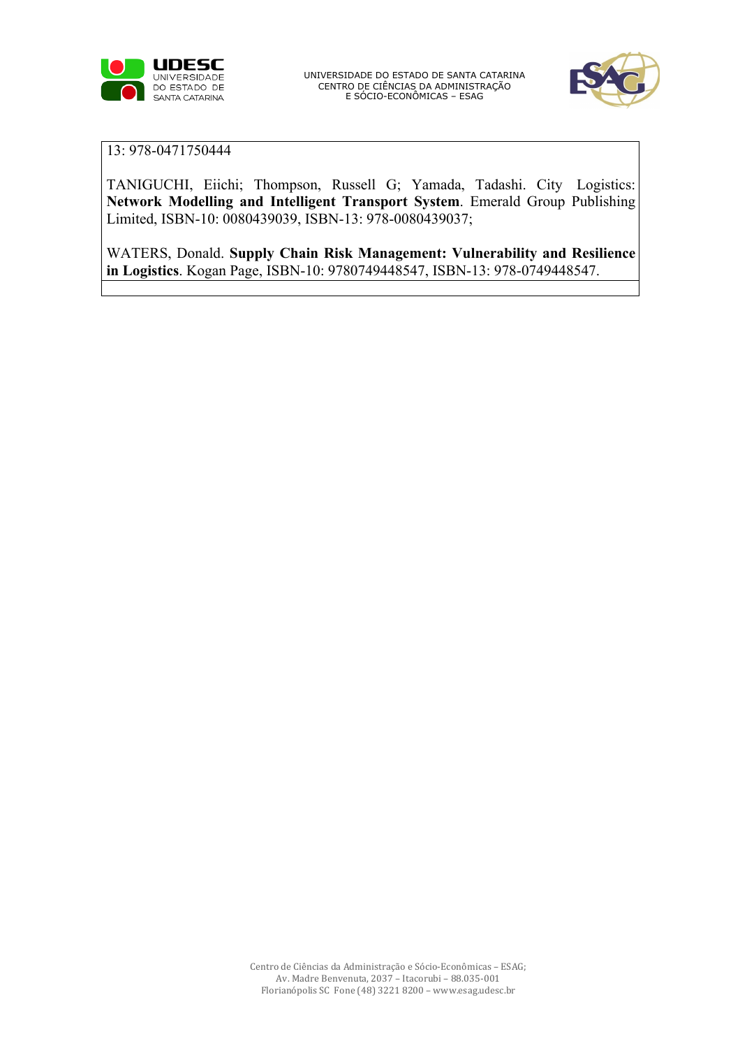13: 978-0471750444

TANIGUCHI, Eiichi; Thompson, Russell G; Yamada, Tadashi. City Logistics: **Network Modelling and Intelligent Transport System**. Emerald Group Publishing Limited, ISBN-10: 0080439039, ISBN-13: 978-0080439037;

WATERS, Donald. **Supply Chain Risk Management: Vulnerability and Resilience in Logistics**. Kogan Page, ISBN-10: 9780749448547, ISBN-13: 978-0749448547.